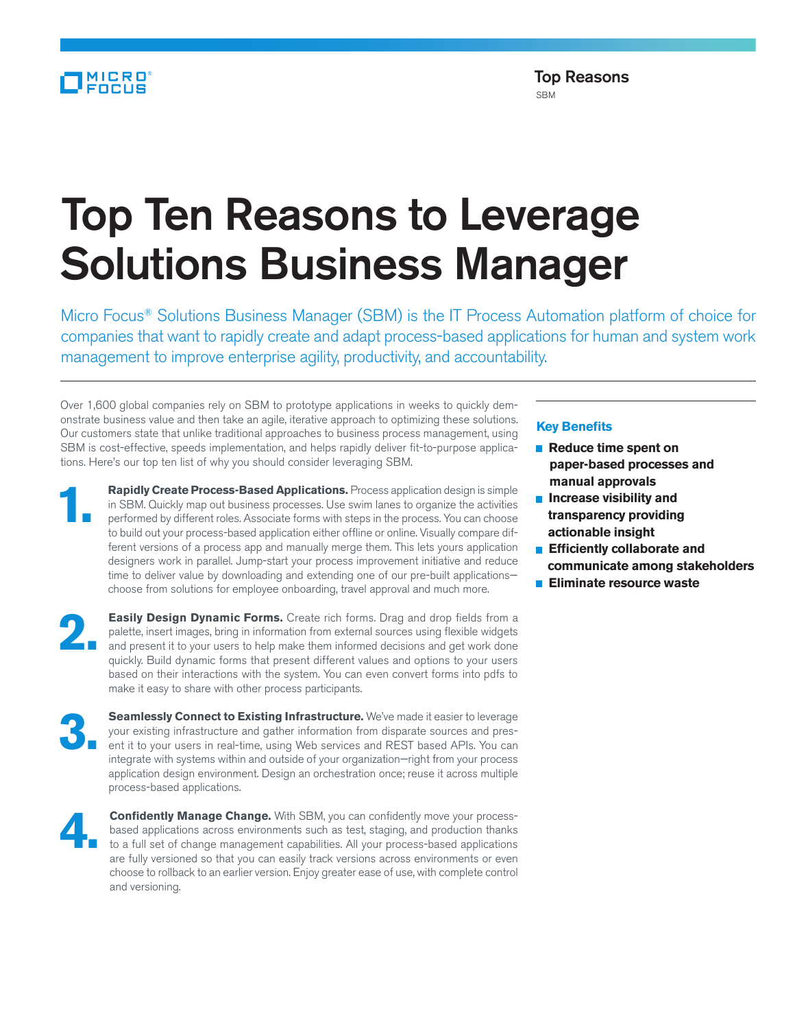Top Reasons
SBM

# Top Ten Reasons to Leverage Solutions Business Manager

Micro Focus® Solutions Business Manager (SBM) is the IT Process Automation platform of choice for companies that want to rapidly create and adapt process-based applications for human and system work management to improve enterprise agility, productivity, and accountability.

Over 1,600 global companies rely on SBM to prototype applications in weeks to quickly demonstrate business value and then take an agile, iterative approach to optimizing these solutions. Our customers state that unlike traditional approaches to business process management, using SBM is cost-effective, speeds implementation, and helps rapidly deliver fit-to-purpose applications. Here's our top ten list of why you should consider leveraging SBM.

**1. Rapidly Create Process-Based Applications.** Process application design is simple in SBM. Quickly map out business processes. Use swim lanes to organize the activities performed by different roles. Associate forms with steps in the process. You can choose to build out your process-based application either offline or online. Visually compare different versions of a process app and manually merge them. This lets yours application designers work in parallel. Jump-start your process improvement initiative and reduce time to deliver value by downloading and extending one of our pre-built applications—choose from solutions for employee onboarding, travel approval and much more.

**2. Easily Design Dynamic Forms.** Create rich forms. Drag and drop fields from a palette, insert images, bring in information from external sources using flexible widgets and present it to your users to help make them informed decisions and get work done quickly. Build dynamic forms that present different values and options to your users based on their interactions with the system. You can even convert forms into pdfs to make it easy to share with other process participants.

**3. Seamlessly Connect to Existing Infrastructure.** We've made it easier to leverage your existing infrastructure and gather information from disparate sources and present it to your users in real-time, using Web services and REST based APIs. You can integrate with systems within and outside of your organization—right from your process application design environment. Design an orchestration once; reuse it across multiple process-based applications.

**4. Confidently Manage Change.** With SBM, you can confidently move your process-based applications across environments such as test, staging, and production thanks to a full set of change management capabilities. All your process-based applications are fully versioned so that you can easily track versions across environments or even choose to rollback to an earlier version. Enjoy greater ease of use, with complete control and versioning.

### Key Benefits

- **Reduce time spent on paper-based processes and manual approvals**
- **Increase visibility and transparency providing actionable insight**
- **Efficiently collaborate and communicate among stakeholders**
- **Eliminate resource waste**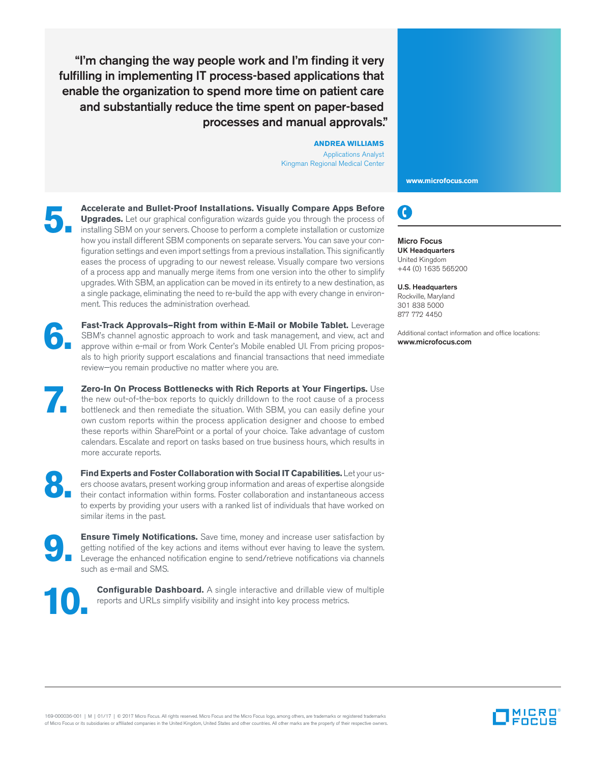"I'm changing the way people work and I'm finding it very fulfilling in implementing IT process-based applications that enable the organization to spend more time on patient care and substantially reduce the time spent on paper-based processes and manual approvals."

**ANDREA WILLIAMS**
Applications Analyst
Kingman Regional Medical Center

**5. Accelerate and Bullet-Proof Installations. Visually Compare Apps Before Upgrades.** Let our graphical configuration wizards guide you through the process of installing SBM on your servers. Choose to perform a complete installation or customize how you install different SBM components on separate servers. You can save your configuration settings and even import settings from a previous installation. This significantly eases the process of upgrading to our newest release. Visually compare two versions of a process app and manually merge items from one version into the other to simplify upgrades. With SBM, an application can be moved in its entirety to a new destination, as a single package, eliminating the need to re-build the app with every change in environment. This reduces the administration overhead.

**6. Fast-Track Approvals–Right from within E-Mail or Mobile Tablet.** Leverage SBM's channel agnostic approach to work and task management, and view, act and approve within e-mail or from Work Center's Mobile enabled UI. From pricing proposals to high priority support escalations and financial transactions that need immediate review—you remain productive no matter where you are.

**7. Zero-In On Process Bottlenecks with Rich Reports at Your Fingertips.** Use the new out-of-the-box reports to quickly drilldown to the root cause of a process bottleneck and then remediate the situation. With SBM, you can easily define your own custom reports within the process application designer and choose to embed these reports within SharePoint or a portal of your choice. Take advantage of custom calendars. Escalate and report on tasks based on true business hours, which results in more accurate reports.

**8. Find Experts and Foster Collaboration with Social IT Capabilities.** Let your users choose avatars, present working group information and areas of expertise alongside their contact information within forms. Foster collaboration and instantaneous access to experts by providing your users with a ranked list of individuals that have worked on similar items in the past.

**9. Ensure Timely Notifications.** Save time, money and increase user satisfaction by getting notified of the key actions and items without ever having to leave the system. Leverage the enhanced notification engine to send/retrieve notifications via channels such as e-mail and SMS.

**10. Configurable Dashboard.** A single interactive and drillable view of multiple reports and URLs simplify visibility and insight into key process metrics.

www.microfocus.com

**Micro Focus**
**UK Headquarters**
United Kingdom
+44 (0) 1635 565200

**U.S. Headquarters**
Rockville, Maryland
301 838 5000
877 772 4450

Additional contact information and office locations:
**www.microfocus.com**

169-000036-001 | M | 01/17 | © 2017 Micro Focus. All rights reserved. Micro Focus and the Micro Focus logo, among others, are trademarks or registered trademarks of Micro Focus or its subsidiaries or affiliated companies in the United Kingdom, United States and other countries. All other marks are the property of their respective owners.